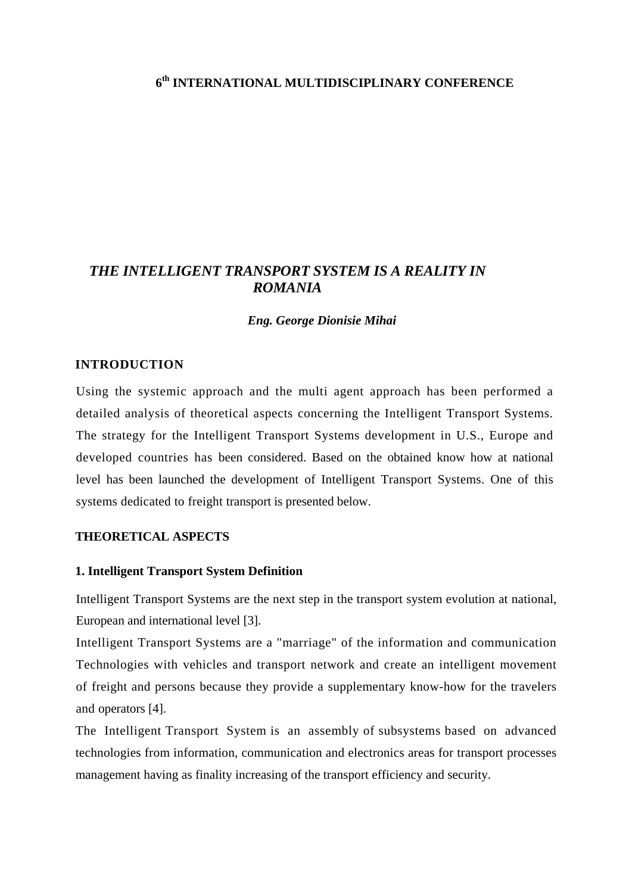**6th INTERNATIONAL MULTIDISCIPLINARY CONFERENCE**

# *THE INTELLIGENT TRANSPORT SYSTEM IS A REALITY IN ROMANIA*

***Eng. George Dionisie Mihai***

## INTRODUCTION

Using the systemic approach and the multi agent approach has been performed a detailed analysis of theoretical aspects concerning the Intelligent Transport Systems. The strategy for the Intelligent Transport Systems development in U.S., Europe and developed countries has been considered. Based on the obtained know how at national level has been launched the development of Intelligent Transport Systems. One of this systems dedicated to freight transport is presented below.

## THEORETICAL ASPECTS

### 1. Intelligent Transport System Definition

Intelligent Transport Systems are the next step in the transport system evolution at national, European and international level [3].

Intelligent Transport Systems are a "marriage" of the information and communication Technologies with vehicles and transport network and create an intelligent movement of freight and persons because they provide a supplementary know-how for the travelers and operators [4].

The Intelligent Transport System is an assembly of subsystems based on advanced technologies from information, communication and electronics areas for transport processes management having as finality increasing of the transport efficiency and security.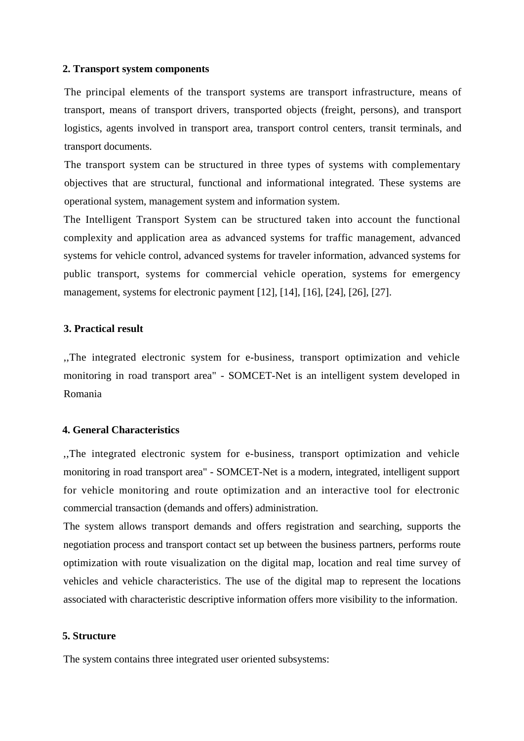## 2. Transport system components

The principal elements of the transport systems are transport infrastructure, means of transport, means of transport drivers, transported objects (freight, persons), and transport logistics, agents involved in transport area, transport control centers, transit terminals, and transport documents.

The transport system can be structured in three types of systems with complementary objectives that are structural, functional and informational integrated. These systems are operational system, management system and information system.

The Intelligent Transport System can be structured taken into account the functional complexity and application area as advanced systems for traffic management, advanced systems for vehicle control, advanced systems for traveler information, advanced systems for public transport, systems for commercial vehicle operation, systems for emergency management, systems for electronic payment [12], [14], [16], [24], [26], [27].

## 3. Practical result

,,The integrated electronic system for e-business, transport optimization and vehicle monitoring in road transport area" - SOMCET-Net is an intelligent system developed in Romania

## 4. General Characteristics

,,The integrated electronic system for e-business, transport optimization and vehicle monitoring in road transport area" - SOMCET-Net is a modern, integrated, intelligent support for vehicle monitoring and route optimization and an interactive tool for electronic commercial transaction (demands and offers) administration.

The system allows transport demands and offers registration and searching, supports the negotiation process and transport contact set up between the business partners, performs route optimization with route visualization on the digital map, location and real time survey of vehicles and vehicle characteristics. The use of the digital map to represent the locations associated with characteristic descriptive information offers more visibility to the information.

## 5. Structure

The system contains three integrated user oriented subsystems: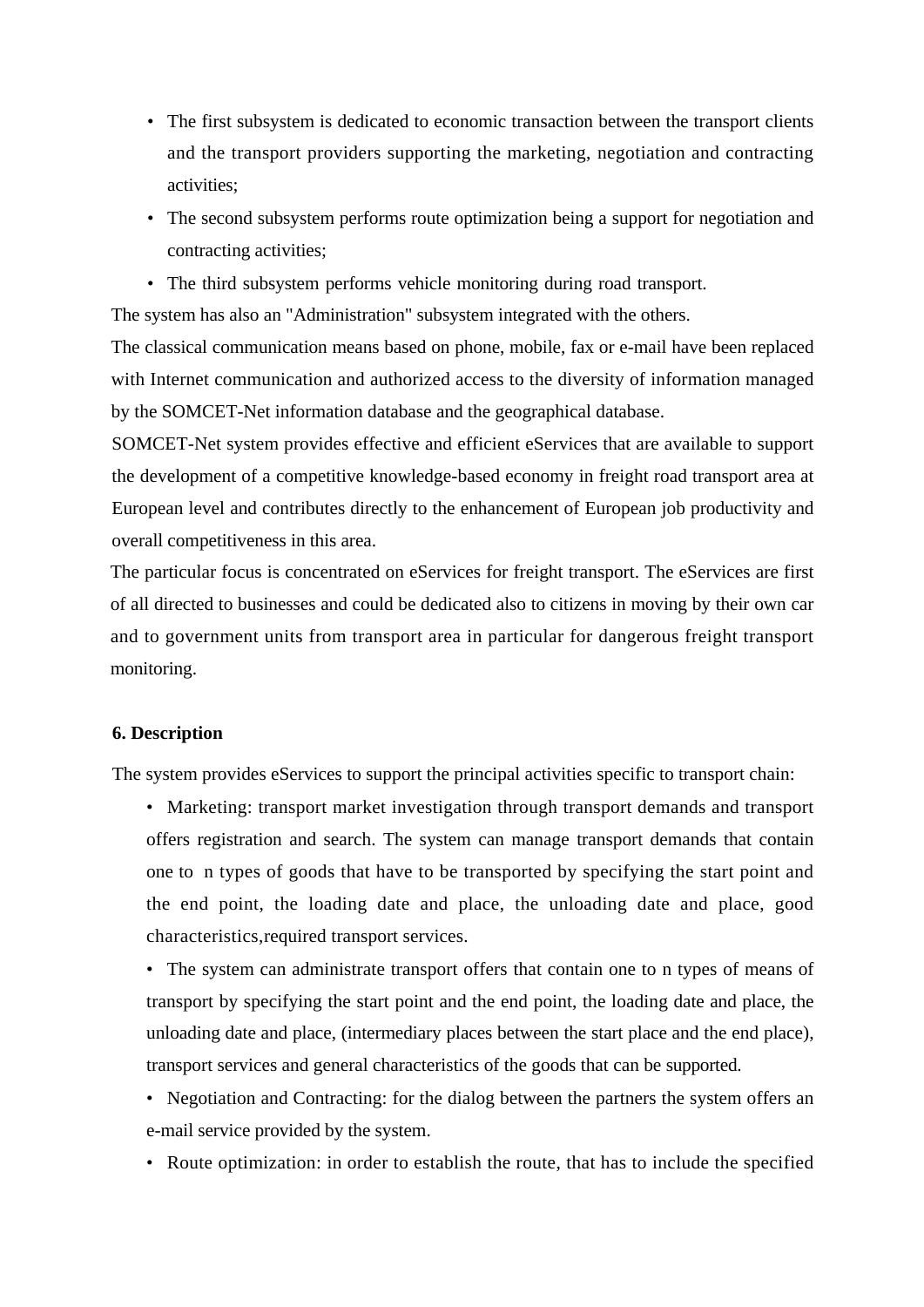- The first subsystem is dedicated to economic transaction between the transport clients and the transport providers supporting the marketing, negotiation and contracting activities;
- The second subsystem performs route optimization being a support for negotiation and contracting activities;
- The third subsystem performs vehicle monitoring during road transport.

The system has also an "Administration" subsystem integrated with the others.

The classical communication means based on phone, mobile, fax or e-mail have been replaced with Internet communication and authorized access to the diversity of information managed by the SOMCET-Net information database and the geographical database.

SOMCET-Net system provides effective and efficient eServices that are available to support the development of a competitive knowledge-based economy in freight road transport area at European level and contributes directly to the enhancement of European job productivity and overall competitiveness in this area.

The particular focus is concentrated on eServices for freight transport. The eServices are first of all directed to businesses and could be dedicated also to citizens in moving by their own car and to government units from transport area in particular for dangerous freight transport monitoring.

**6. Description**

The system provides eServices to support the principal activities specific to transport chain:

- Marketing: transport market investigation through transport demands and transport offers registration and search. The system can manage transport demands that contain one to n types of goods that have to be transported by specifying the start point and the end point, the loading date and place, the unloading date and place, good characteristics,required transport services.
- The system can administrate transport offers that contain one to n types of means of transport by specifying the start point and the end point, the loading date and place, the unloading date and place, (intermediary places between the start place and the end place), transport services and general characteristics of the goods that can be supported.
- Negotiation and Contracting: for the dialog between the partners the system offers an e-mail service provided by the system.
- Route optimization: in order to establish the route, that has to include the specified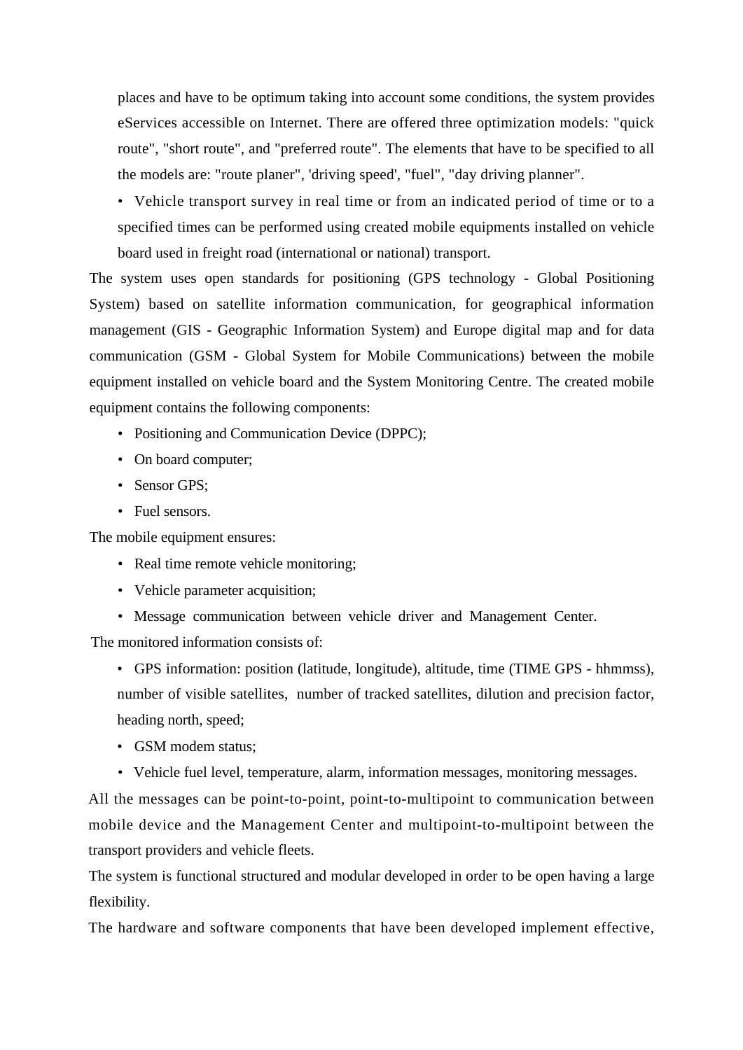places and have to be optimum taking into account some conditions, the system provides eServices accessible on Internet. There are offered three optimization models: "quick route", "short route", and "preferred route". The elements that have to be specified to all the models are: "route planer", 'driving speed', "fuel", "day driving planner".

- Vehicle transport survey in real time or from an indicated period of time or to a specified times can be performed using created mobile equipments installed on vehicle board used in freight road (international or national) transport.

The system uses open standards for positioning (GPS technology - Global Positioning System) based on satellite information communication, for geographical information management (GIS - Geographic Information System) and Europe digital map and for data communication (GSM - Global System for Mobile Communications) between the mobile equipment installed on vehicle board and the System Monitoring Centre. The created mobile equipment contains the following components:

- Positioning and Communication Device (DPPC);
- On board computer;
- Sensor GPS;
- Fuel sensors.

The mobile equipment ensures:

- Real time remote vehicle monitoring;
- Vehicle parameter acquisition;
- Message communication between vehicle driver and Management Center.

The monitored information consists of:

- GPS information: position (latitude, longitude), altitude, time (TIME GPS - hhmmss), number of visible satellites, number of tracked satellites, dilution and precision factor, heading north, speed;
- GSM modem status;
- Vehicle fuel level, temperature, alarm, information messages, monitoring messages.

All the messages can be point-to-point, point-to-multipoint to communication between mobile device and the Management Center and multipoint-to-multipoint between the transport providers and vehicle fleets.

The system is functional structured and modular developed in order to be open having a large flexibility.

The hardware and software components that have been developed implement effective,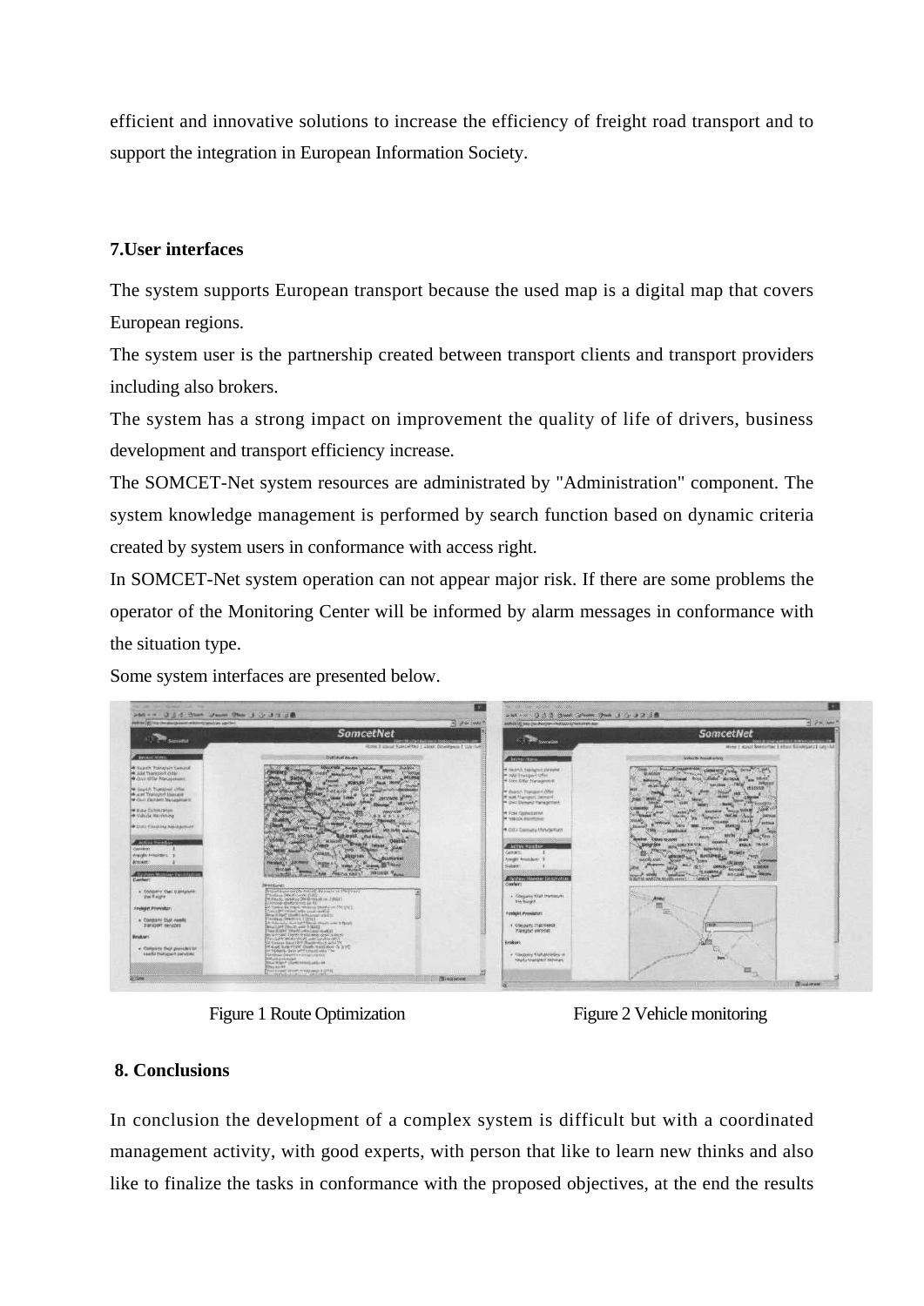efficient and innovative solutions to increase the efficiency of freight road transport and to support the integration in European Information Society.

## 7.User interfaces

The system supports European transport because the used map is a digital map that covers European regions.

The system user is the partnership created between transport clients and transport providers including also brokers.

The system has a strong impact on improvement the quality of life of drivers, business development and transport efficiency increase.

The SOMCET-Net system resources are administrated by "Administration" component. The system knowledge management is performed by search function based on dynamic criteria created by system users in conformance with access right.

In SOMCET-Net system operation can not appear major risk. If there are some problems the operator of the Monitoring Center will be informed by alarm messages in conformance with the situation type.

Some system interfaces are presented below.

Figure 1 Route Optimization

Figure 2 Vehicle monitoring

## 8. Conclusions

In conclusion the development of a complex system is difficult but with a coordinated management activity, with good experts, with person that like to learn new thinks and also like to finalize the tasks in conformance with the proposed objectives, at the end the results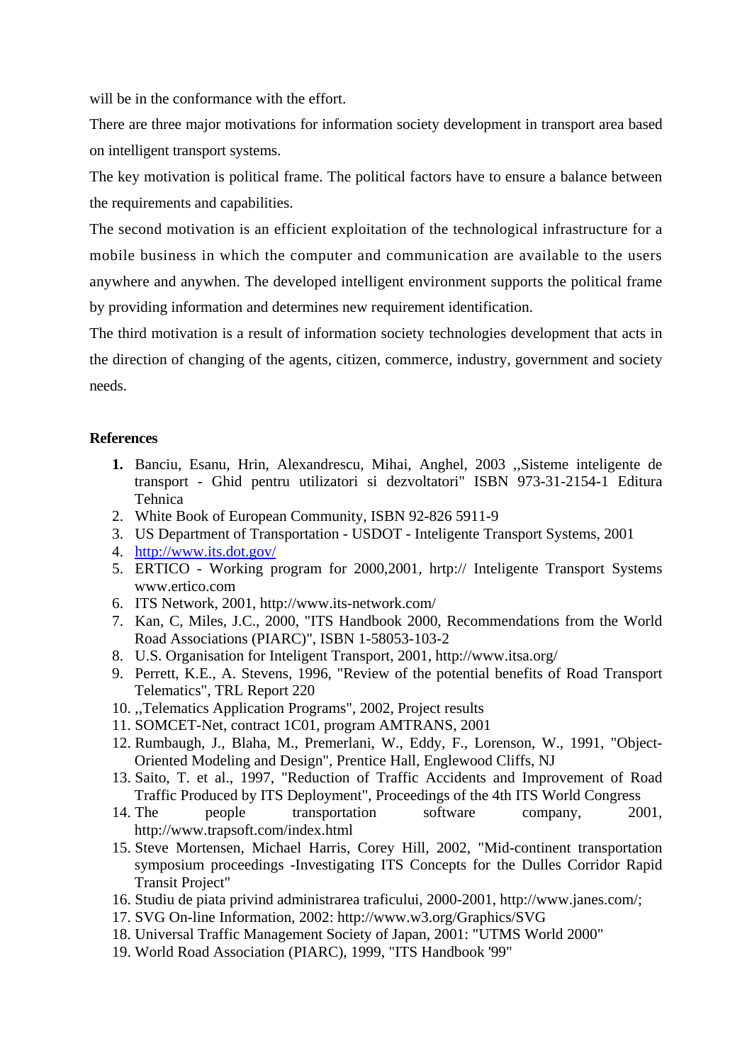will be in the conformance with the effort.

There are three major motivations for information society development in transport area based on intelligent transport systems.

The key motivation is political frame. The political factors have to ensure a balance between the requirements and capabilities.

The second motivation is an efficient exploitation of the technological infrastructure for a mobile business in which the computer and communication are available to the users anywhere and anywhen. The developed intelligent environment supports the political frame by providing information and determines new requirement identification.

The third motivation is a result of information society technologies development that acts in the direction of changing of the agents, citizen, commerce, industry, government and society needs.

**References**

1. Banciu, Esanu, Hrin, Alexandrescu, Mihai, Anghel, 2003 ,,Sisteme inteligente de transport - Ghid pentru utilizatori si dezvoltatori" ISBN 973-31-2154-1 Editura Tehnica
2. White Book of European Community, ISBN 92-826 5911-9
3. US Department of Transportation - USDOT - Inteligente Transport Systems, 2001
4. http://www.its.dot.gov/
5. ERTICO - Working program for 2000,2001, hrtp:// Inteligente Transport Systems www.ertico.com
6. ITS Network, 2001, http://www.its-network.com/
7. Kan, C, Miles, J.C., 2000, "ITS Handbook 2000, Recommendations from the World Road Associations (PIARC)", ISBN 1-58053-103-2
8. U.S. Organisation for Inteligent Transport, 2001, http://www.itsa.org/
9. Perrett, K.E., A. Stevens, 1996, "Review of the potential benefits of Road Transport Telematics", TRL Report 220
10. ,,Telematics Application Programs", 2002, Project results
11. SOMCET-Net, contract 1C01, program AMTRANS, 2001
12. Rumbaugh, J., Blaha, M., Premerlani, W., Eddy, F., Lorenson, W., 1991, "Object-Oriented Modeling and Design", Prentice Hall, Englewood Cliffs, NJ
13. Saito, T. et al., 1997, "Reduction of Traffic Accidents and Improvement of Road Traffic Produced by ITS Deployment", Proceedings of the 4th ITS World Congress
14. The people transportation software company, 2001, http://www.trapsoft.com/index.html
15. Steve Mortensen, Michael Harris, Corey Hill, 2002, "Mid-continent transportation symposium proceedings -Investigating ITS Concepts for the Dulles Corridor Rapid Transit Project"
16. Studiu de piata privind administrarea traficului, 2000-2001, http://www.janes.com/;
17. SVG On-line Information, 2002: http://www.w3.org/Graphics/SVG
18. Universal Traffic Management Society of Japan, 2001: "UTMS World 2000"
19. World Road Association (PIARC), 1999, "ITS Handbook '99"